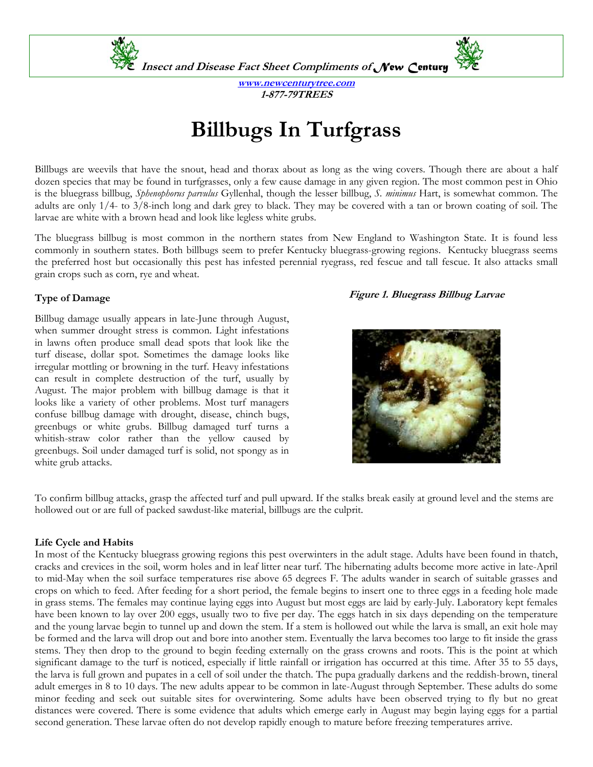**Insect and Disease Fact Sheet Compliments of New Century**

**www.newcenturytree.com**
**1-877-79TREES**

# Billbugs In Turfgrass

Billbugs are weevils that have the snout, head and thorax about as long as the wing covers. Though there are about a half dozen species that may be found in turfgrasses, only a few cause damage in any given region. The most common pest in Ohio is the bluegrass billbug, *Sphenophorus parvulus* Gyllenhal, though the lesser billbug, *S. minimus* Hart, is somewhat common. The adults are only 1/4- to 3/8-inch long and dark grey to black. They may be covered with a tan or brown coating of soil. The larvae are white with a brown head and look like legless white grubs.

The bluegrass billbug is most common in the northern states from New England to Washington State. It is found less commonly in southern states. Both billbugs seem to prefer Kentucky bluegrass-growing regions. Kentucky bluegrass seems the preferred host but occasionally this pest has infested perennial ryegrass, red fescue and tall fescue. It also attacks small grain crops such as corn, rye and wheat.

### Type of Damage

Billbug damage usually appears in late-June through August, when summer drought stress is common. Light infestations in lawns often produce small dead spots that look like the turf disease, dollar spot. Sometimes the damage looks like irregular mottling or browning in the turf. Heavy infestations can result in complete destruction of the turf, usually by August. The major problem with billbug damage is that it looks like a variety of other problems. Most turf managers confuse billbug damage with drought, disease, chinch bugs, greenbugs or white grubs. Billbug damaged turf turns a whitish-straw color rather than the yellow caused by greenbugs. Soil under damaged turf is solid, not spongy as in white grub attacks.

***Figure 1. Bluegrass Billbug Larvae***

To confirm billbug attacks, grasp the affected turf and pull upward. If the stalks break easily at ground level and the stems are hollowed out or are full of packed sawdust-like material, billbugs are the culprit.

### Life Cycle and Habits

In most of the Kentucky bluegrass growing regions this pest overwinters in the adult stage. Adults have been found in thatch, cracks and crevices in the soil, worm holes and in leaf litter near turf. The hibernating adults become more active in late-April to mid-May when the soil surface temperatures rise above 65 degrees F. The adults wander in search of suitable grasses and crops on which to feed. After feeding for a short period, the female begins to insert one to three eggs in a feeding hole made in grass stems. The females may continue laying eggs into August but most eggs are laid by early-July. Laboratory kept females have been known to lay over 200 eggs, usually two to five per day. The eggs hatch in six days depending on the temperature and the young larvae begin to tunnel up and down the stem. If a stem is hollowed out while the larva is small, an exit hole may be formed and the larva will drop out and bore into another stem. Eventually the larva becomes too large to fit inside the grass stems. They then drop to the ground to begin feeding externally on the grass crowns and roots. This is the point at which significant damage to the turf is noticed, especially if little rainfall or irrigation has occurred at this time. After 35 to 55 days, the larva is full grown and pupates in a cell of soil under the thatch. The pupa gradually darkens and the reddish-brown, tineral adult emerges in 8 to 10 days. The new adults appear to be common in late-August through September. These adults do some minor feeding and seek out suitable sites for overwintering. Some adults have been observed trying to fly but no great distances were covered. There is some evidence that adults which emerge early in August may begin laying eggs for a partial second generation. These larvae often do not develop rapidly enough to mature before freezing temperatures arrive.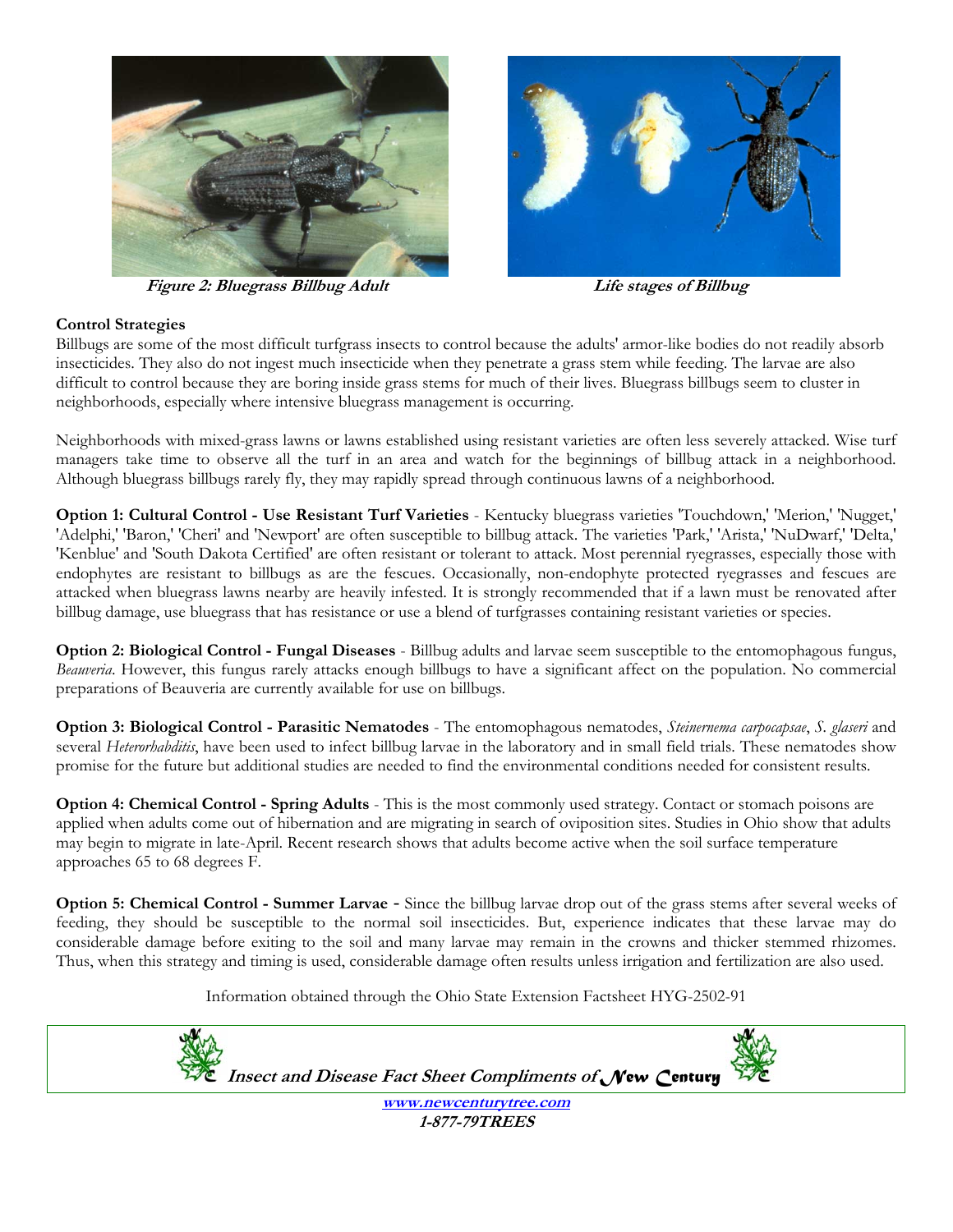*Figure 2: Bluegrass Billbug Adult*

*Life stages of Billbug*

**Control Strategies**

Billbugs are some of the most difficult turfgrass insects to control because the adults' armor-like bodies do not readily absorb insecticides. They also do not ingest much insecticide when they penetrate a grass stem while feeding. The larvae are also difficult to control because they are boring inside grass stems for much of their lives. Bluegrass billbugs seem to cluster in neighborhoods, especially where intensive bluegrass management is occurring.

Neighborhoods with mixed-grass lawns or lawns established using resistant varieties are often less severely attacked. Wise turf managers take time to observe all the turf in an area and watch for the beginnings of billbug attack in a neighborhood. Although bluegrass billbugs rarely fly, they may rapidly spread through continuous lawns of a neighborhood.

**Option 1: Cultural Control - Use Resistant Turf Varieties** - Kentucky bluegrass varieties 'Touchdown,' 'Merion,' 'Nugget,' 'Adelphi,' 'Baron,' 'Cheri' and 'Newport' are often susceptible to billbug attack. The varieties 'Park,' 'Arista,' 'NuDwarf,' 'Delta,' 'Kenblue' and 'South Dakota Certified' are often resistant or tolerant to attack. Most perennial ryegrasses, especially those with endophytes are resistant to billbugs as are the fescues. Occasionally, non-endophyte protected ryegrasses and fescues are attacked when bluegrass lawns nearby are heavily infested. It is strongly recommended that if a lawn must be renovated after billbug damage, use bluegrass that has resistance or use a blend of turfgrasses containing resistant varieties or species.

**Option 2: Biological Control - Fungal Diseases** - Billbug adults and larvae seem susceptible to the entomophagous fungus, *Beauveria*. However, this fungus rarely attacks enough billbugs to have a significant affect on the population. No commercial preparations of Beauveria are currently available for use on billbugs.

**Option 3: Biological Control - Parasitic Nematodes** - The entomophagous nematodes, *Steinernema carpocapsae*, *S. glaseri* and several *Heterorhabditis*, have been used to infect billbug larvae in the laboratory and in small field trials. These nematodes show promise for the future but additional studies are needed to find the environmental conditions needed for consistent results.

**Option 4: Chemical Control - Spring Adults** - This is the most commonly used strategy. Contact or stomach poisons are applied when adults come out of hibernation and are migrating in search of oviposition sites. Studies in Ohio show that adults may begin to migrate in late-April. Recent research shows that adults become active when the soil surface temperature approaches 65 to 68 degrees F.

**Option 5: Chemical Control - Summer Larvae -** Since the billbug larvae drop out of the grass stems after several weeks of feeding, they should be susceptible to the normal soil insecticides. But, experience indicates that these larvae may do considerable damage before exiting to the soil and many larvae may remain in the crowns and thicker stemmed rhizomes. Thus, when this strategy and timing is used, considerable damage often results unless irrigation and fertilization are also used.

Information obtained through the Ohio State Extension Factsheet HYG-2502-91

***Insect and Disease Fact Sheet Compliments of New Century***

***[www.newcenturytree.com](http://www.newcenturytree.com)***
***1-877-79TREES***